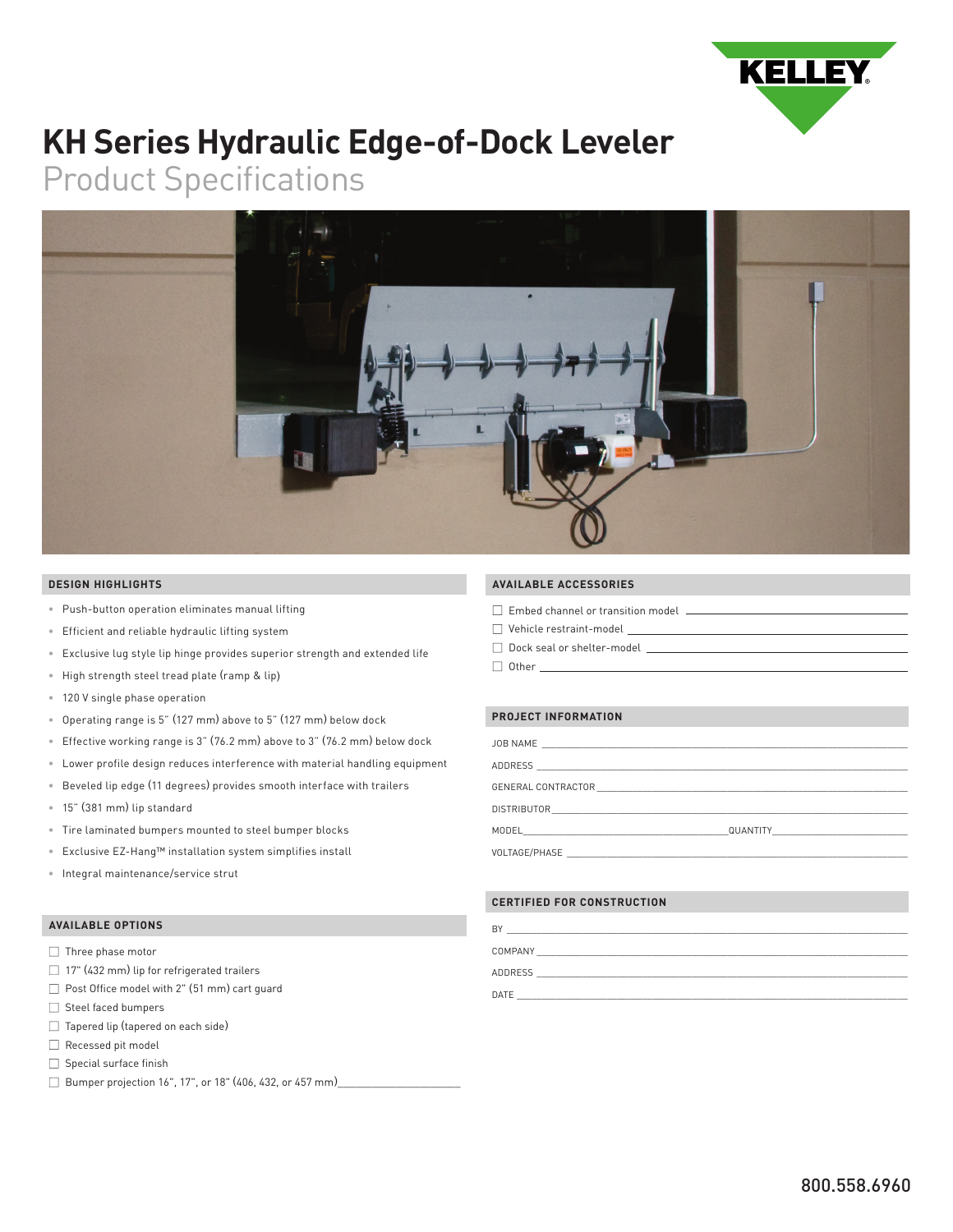KELLEY

# KH Series Hydraulic Edge-of-Dock Leveler

## Product Specifications

### DESIGN HIGHLIGHTS

- Push-button operation eliminates manual lifting
- Efficient and reliable hydraulic lifting system
- Exclusive lug style lip hinge provides superior strength and extended life
- High strength steel tread plate (ramp & lip)
- 120 V single phase operation
- Operating range is 5" (127 mm) above to 5" (127 mm) below dock
- Effective working range is 3" (76.2 mm) above to 3" (76.2 mm) below dock
- Lower profile design reduces interference with material handling equipment
- Beveled lip edge (11 degrees) provides smooth interface with trailers
- 15" (381 mm) lip standard
- Tire laminated bumpers mounted to steel bumper blocks
- Exclusive EZ-Hang™ installation system simplifies install
- Integral maintenance/service strut

### AVAILABLE OPTIONS

- ☐ Three phase motor
- ☐ 17" (432 mm) lip for refrigerated trailers
- ☐ Post Office model with 2" (51 mm) cart guard
- ☐ Steel faced bumpers
- ☐ Tapered lip (tapered on each side)
- ☐ Recessed pit model
- ☐ Special surface finish
- ☐ Bumper projection 16", 17", or 18" (406, 432, or 457 mm)____________________

### AVAILABLE ACCESSORIES

- ☐ Embed channel or transition model ____________________
- ☐ Vehicle restraint-model ____________________
- ☐ Dock seal or shelter-model ____________________
- ☐ Other ____________________

### PROJECT INFORMATION

JOB NAME ____________________

ADDRESS ____________________

GENERAL CONTRACTOR ____________________

DISTRIBUTOR ____________________

MODEL____________________QUANTITY____________________

VOLTAGE/PHASE ____________________

### CERTIFIED FOR CONSTRUCTION

BY ____________________

COMPANY ____________________

ADDRESS ____________________

DATE ____________________

800.558.6960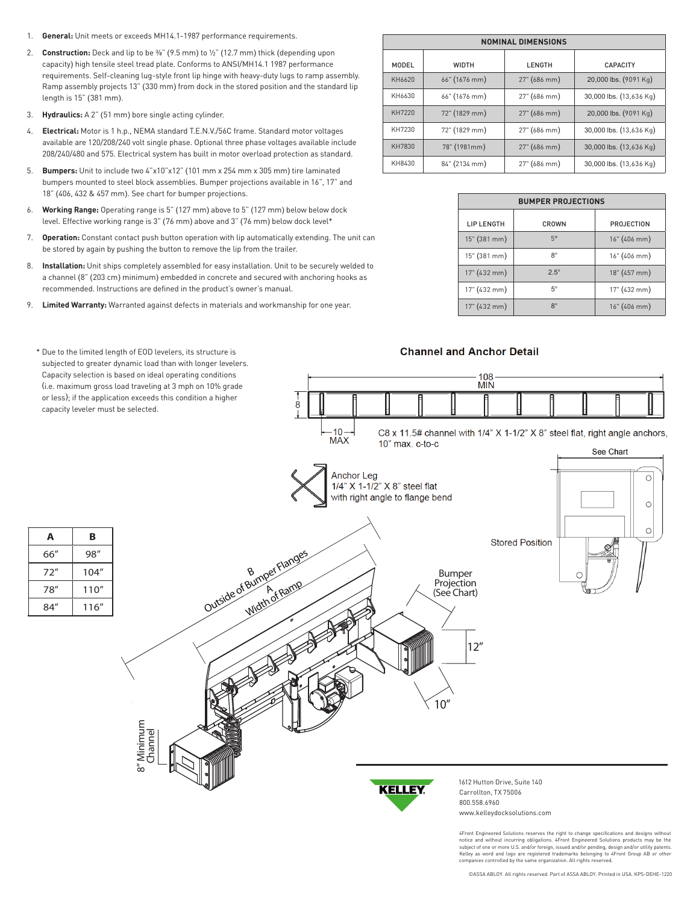1. **General:** Unit meets or exceeds MH14.1-1987 performance requirements.
2. **Construction:** Deck and lip to be ⅜" (9.5 mm) to ½" (12.7 mm) thick (depending upon capacity) high tensile steel tread plate. Conforms to ANSI/MH14.1 1987 performance requirements. Self-cleaning lug-style front lip hinge with heavy-duty lugs to ramp assembly. Ramp assembly projects 13" (330 mm) from dock in the stored position and the standard lip length is 15" (381 mm).
3. **Hydraulics:** A 2" (51 mm) bore single acting cylinder.
4. **Electrical:** Motor is 1 h.p., NEMA standard T.E.N.V./56C frame. Standard motor voltages available are 120/208/240 volt single phase. Optional three phase voltages available include 208/240/480 and 575. Electrical system has built in motor overload protection as standard.
5. **Bumpers:** Unit to include two 4"x10"x12" (101 mm x 254 mm x 305 mm) tire laminated bumpers mounted to steel block assemblies. Bumper projections available in 16", 17" and 18" (406, 432 & 457 mm). See chart for bumper projections.
6. **Working Range:** Operating range is 5" (127 mm) above to 5" (127 mm) below below dock level. Effective working range is 3" (76 mm) above and 3" (76 mm) below dock level*
7. **Operation:** Constant contact push button operation with lip automatically extending. The unit can be stored by again by pushing the button to remove the lip from the trailer.
8. **Installation:** Unit ships completely assembled for easy installation. Unit to be securely welded to a channel (8" (203 cm) minimum) embedded in concrete and secured with anchoring hooks as recommended. Instructions are defined in the product's owner's manual.
9. **Limited Warranty:** Warranted against defects in materials and workmanship for one year.

\* Due to the limited length of EOD levelers, its structure is subjected to greater dynamic load than with longer levelers. Capacity selection is based on ideal operating conditions (i.e. maximum gross load traveling at 3 mph on 10% grade or less); if the application exceeds this condition a higher capacity leveler must be selected.

| NOMINAL DIMENSIONS | | | |
|---|---|---|---|
| MODEL | WIDTH | LENGTH | CAPACITY |
| KH6620 | 66" (1676 mm) | 27" (686 mm) | 20,000 lbs. (9091 Kg) |
| KH6630 | 66" (1676 mm) | 27" (686 mm) | 30,000 lbs. (13,636 Kg) |
| KH7220 | 72" (1829 mm) | 27" (686 mm) | 20,000 lbs. (9091 Kg) |
| KH7230 | 72" (1829 mm) | 27" (686 mm) | 30,000 lbs. (13,636 Kg) |
| KH7830 | 78" (1981mm) | 27" (686 mm) | 30,000 lbs. (13,636 Kg) |
| KH8430 | 84" (2134 mm) | 27" (686 mm) | 30,000 lbs. (13,636 Kg) |

| BUMPER PROJECTIONS | | |
|---|---|---|
| LIP LENGTH | CROWN | PROJECTION |
| 15" (381 mm) | 5° | 16" (406 mm) |
| 15" (381 mm) | 8° | 16" (406 mm) |
| 17" (432 mm) | 2.5° | 18" (457 mm) |
| 17" (432 mm) | 5° | 17" (432 mm) |
| 17" (432 mm) | 8° | 16" (406 mm) |

## Channel and Anchor Detail

108 MIN

8

10 MAX

C8 x 11.5# channel with 1/4" X 1-1/2" X 8" steel flat, right angle anchors, 10" max. c-to-c

Anchor Leg
1/4" X 1-1/2" X 8" steel flat
with right angle to flange bend

See Chart

Stored Position

| A | B |
|---|---|
| 66" | 98" |
| 72" | 104" |
| 78" | 110" |
| 84" | 116" |

B
Outside of Bumper Flanges

A
Width of Ramp

Bumper Projection (See Chart)

12"

10"

8" Minimum Channel

KELLEY

1612 Hutton Drive, Suite 140
Carrollton, TX 75006
800.558.6960
www.kelleydocksolutions.com

4Front Engineered Solutions reserves the right to change specifications and designs without notice and without incurring obligations. 4Front Engineered Solutions products may be the subject of one or more U.S. and/or foreign, issued and/or pending, design and/or utility patents. Kelley as word and logo are registered trademarks belonging to 4Front Group AB or other companies controlled by the same organization. All rights reserved.

©ASSA ABLOY. All rights reserved. Part of ASSA ABLOY. Printed in USA. KPS-DEHE-1220